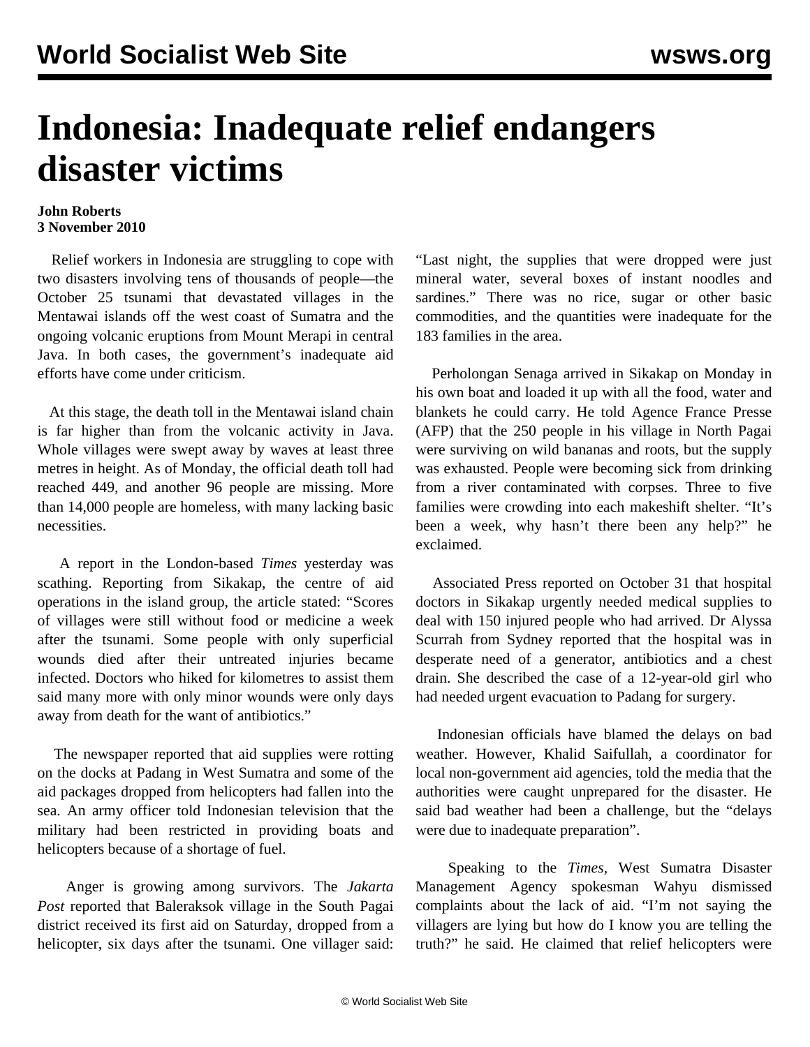# Indonesia: Inadequate relief endangers disaster victims

**John Roberts**
**3 November 2010**

Relief workers in Indonesia are struggling to cope with two disasters involving tens of thousands of people—the October 25 tsunami that devastated villages in the Mentawai islands off the west coast of Sumatra and the ongoing volcanic eruptions from Mount Merapi in central Java. In both cases, the government's inadequate aid efforts have come under criticism.

At this stage, the death toll in the Mentawai island chain is far higher than from the volcanic activity in Java. Whole villages were swept away by waves at least three metres in height. As of Monday, the official death toll had reached 449, and another 96 people are missing. More than 14,000 people are homeless, with many lacking basic necessities.

A report in the London-based *Times* yesterday was scathing. Reporting from Sikakap, the centre of aid operations in the island group, the article stated: "Scores of villages were still without food or medicine a week after the tsunami. Some people with only superficial wounds died after their untreated injuries became infected. Doctors who hiked for kilometres to assist them said many more with only minor wounds were only days away from death for the want of antibiotics."

The newspaper reported that aid supplies were rotting on the docks at Padang in West Sumatra and some of the aid packages dropped from helicopters had fallen into the sea. An army officer told Indonesian television that the military had been restricted in providing boats and helicopters because of a shortage of fuel.

Anger is growing among survivors. The *Jakarta Post* reported that Baleraksok village in the South Pagai district received its first aid on Saturday, dropped from a helicopter, six days after the tsunami. One villager said: "Last night, the supplies that were dropped were just mineral water, several boxes of instant noodles and sardines." There was no rice, sugar or other basic commodities, and the quantities were inadequate for the 183 families in the area.

Perholongan Senaga arrived in Sikakap on Monday in his own boat and loaded it up with all the food, water and blankets he could carry. He told Agence France Presse (AFP) that the 250 people in his village in North Pagai were surviving on wild bananas and roots, but the supply was exhausted. People were becoming sick from drinking from a river contaminated with corpses. Three to five families were crowding into each makeshift shelter. "It's been a week, why hasn't there been any help?" he exclaimed.

Associated Press reported on October 31 that hospital doctors in Sikakap urgently needed medical supplies to deal with 150 injured people who had arrived. Dr Alyssa Scurrah from Sydney reported that the hospital was in desperate need of a generator, antibiotics and a chest drain. She described the case of a 12-year-old girl who had needed urgent evacuation to Padang for surgery.

Indonesian officials have blamed the delays on bad weather. However, Khalid Saifullah, a coordinator for local non-government aid agencies, told the media that the authorities were caught unprepared for the disaster. He said bad weather had been a challenge, but the "delays were due to inadequate preparation".

Speaking to the *Times*, West Sumatra Disaster Management Agency spokesman Wahyu dismissed complaints about the lack of aid. "I'm not saying the villagers are lying but how do I know you are telling the truth?" he said. He claimed that relief helicopters were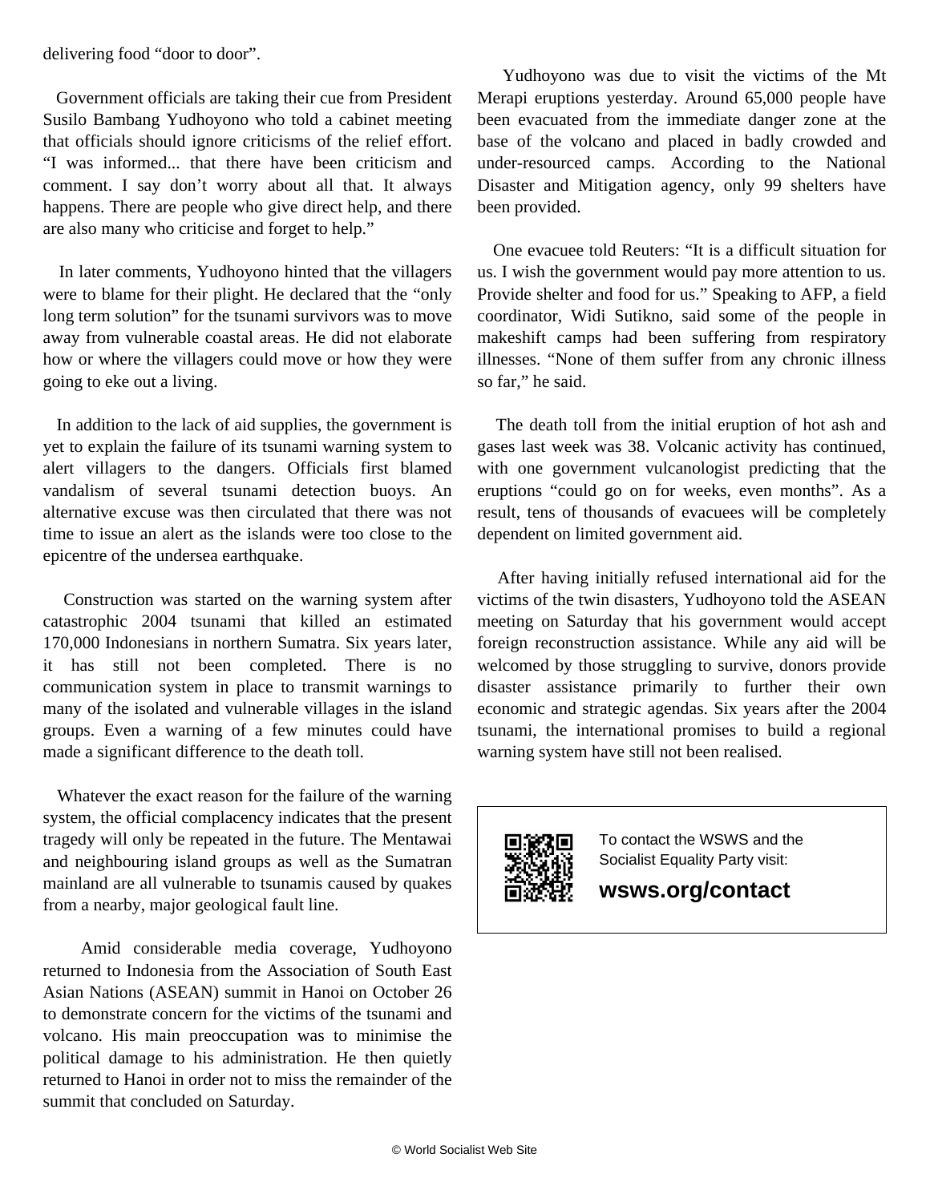delivering food “door to door”.

Government officials are taking their cue from President Susilo Bambang Yudhoyono who told a cabinet meeting that officials should ignore criticisms of the relief effort. “I was informed... that there have been criticism and comment. I say don’t worry about all that. It always happens. There are people who give direct help, and there are also many who criticise and forget to help.”

In later comments, Yudhoyono hinted that the villagers were to blame for their plight. He declared that the “only long term solution” for the tsunami survivors was to move away from vulnerable coastal areas. He did not elaborate how or where the villagers could move or how they were going to eke out a living.

In addition to the lack of aid supplies, the government is yet to explain the failure of its tsunami warning system to alert villagers to the dangers. Officials first blamed vandalism of several tsunami detection buoys. An alternative excuse was then circulated that there was not time to issue an alert as the islands were too close to the epicentre of the undersea earthquake.

Construction was started on the warning system after catastrophic 2004 tsunami that killed an estimated 170,000 Indonesians in northern Sumatra. Six years later, it has still not been completed. There is no communication system in place to transmit warnings to many of the isolated and vulnerable villages in the island groups. Even a warning of a few minutes could have made a significant difference to the death toll.

Whatever the exact reason for the failure of the warning system, the official complacency indicates that the present tragedy will only be repeated in the future. The Mentawai and neighbouring island groups as well as the Sumatran mainland are all vulnerable to tsunamis caused by quakes from a nearby, major geological fault line.

Amid considerable media coverage, Yudhoyono returned to Indonesia from the Association of South East Asian Nations (ASEAN) summit in Hanoi on October 26 to demonstrate concern for the victims of the tsunami and volcano. His main preoccupation was to minimise the political damage to his administration. He then quietly returned to Hanoi in order not to miss the remainder of the summit that concluded on Saturday.

Yudhoyono was due to visit the victims of the Mt Merapi eruptions yesterday. Around 65,000 people have been evacuated from the immediate danger zone at the base of the volcano and placed in badly crowded and under-resourced camps. According to the National Disaster and Mitigation agency, only 99 shelters have been provided.

One evacuee told Reuters: “It is a difficult situation for us. I wish the government would pay more attention to us. Provide shelter and food for us.” Speaking to AFP, a field coordinator, Widi Sutikno, said some of the people in makeshift camps had been suffering from respiratory illnesses. “None of them suffer from any chronic illness so far,” he said.

The death toll from the initial eruption of hot ash and gases last week was 38. Volcanic activity has continued, with one government vulcanologist predicting that the eruptions “could go on for weeks, even months”. As a result, tens of thousands of evacuees will be completely dependent on limited government aid.

After having initially refused international aid for the victims of the twin disasters, Yudhoyono told the ASEAN meeting on Saturday that his government would accept foreign reconstruction assistance. While any aid will be welcomed by those struggling to survive, donors provide disaster assistance primarily to further their own economic and strategic agendas. Six years after the 2004 tsunami, the international promises to build a regional warning system have still not been realised.

To contact the WSWS and the Socialist Equality Party visit:

**wsws.org/contact**